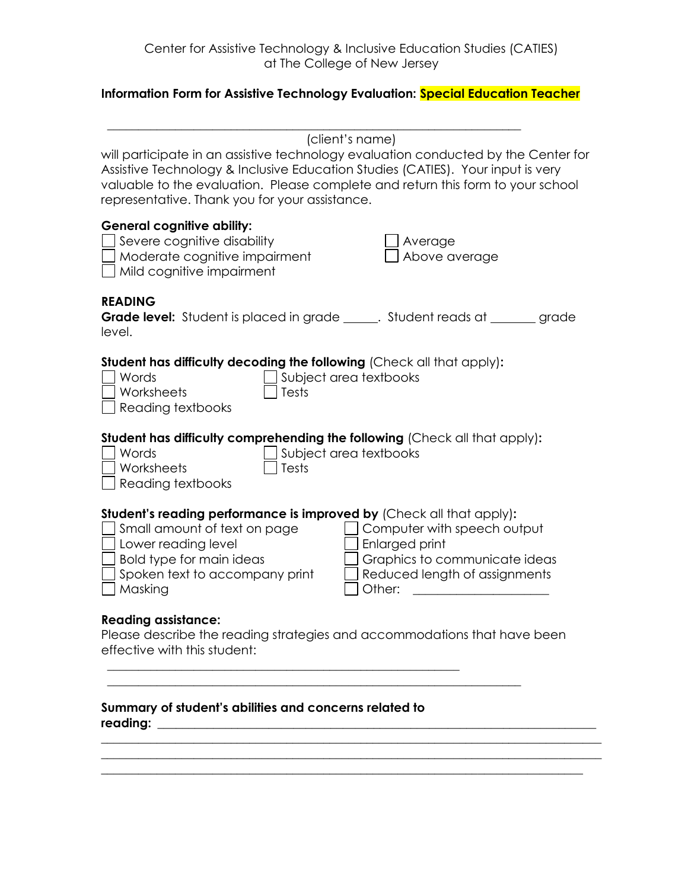Center for Assistive Technology & Inclusive Education Studies (CATIES)
at The College of New Jersey

**Information Form for Assistive Technology Evaluation: Special Education Teacher**

_______________________________________________________________

(client's name)

will participate in an assistive technology evaluation conducted by the Center for Assistive Technology & Inclusive Education Studies (CATIES). Your input is very valuable to the evaluation. Please complete and return this form to your school representative. Thank you for your assistance.

**General cognitive ability:**

- ☐ Severe cognitive disability
- ☐ Moderate cognitive impairment
- ☐ Mild cognitive impairment
- ☐ Average
- ☐ Above average

**READING**

**Grade level:** Student is placed in grade _____. Student reads at _______ grade level.

**Student has difficulty decoding the following** (Check all that apply)**:**

- ☐ Words
- ☐ Worksheets
- ☐ Reading textbooks
- ☐ Subject area textbooks
- ☐ Tests

**Student has difficulty comprehending the following** (Check all that apply)**:**

- ☐ Words
- ☐ Worksheets
- ☐ Reading textbooks
- ☐ Subject area textbooks
- ☐ Tests

**Student's reading performance is improved by** (Check all that apply)**:**

- ☐ Small amount of text on page
- ☐ Lower reading level
- ☐ Bold type for main ideas
- ☐ Spoken text to accompany print
- ☐ Masking
- ☐ Computer with speech output
- ☐ Enlarged print
- ☐ Graphics to communicate ideas
- ☐ Reduced length of assignments
- ☐ Other: ____________________

**Reading assistance:**

Please describe the reading strategies and accommodations that have been effective with this student:

_____________________________________________________

_______________________________________________________________

**Summary of student's abilities and concerns related to reading:** _______________________________________________________________

_______________________________________________________________________

_______________________________________________________________________

_____________________________________________________________________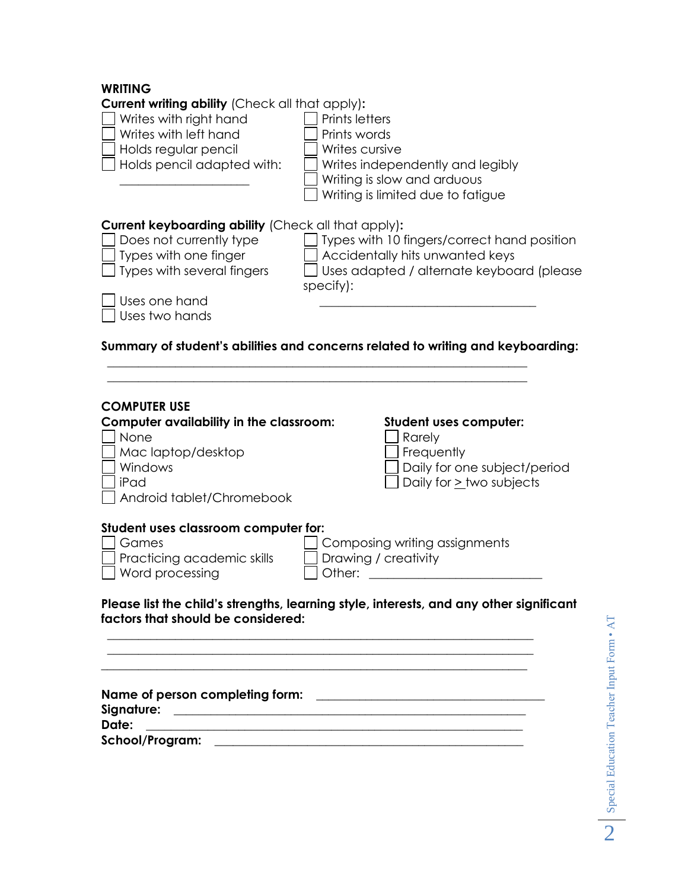## WRITING

**Current writing ability** (Check all that apply)**:**

- ☐ Writes with right hand
- ☐ Writes with left hand
- ☐ Holds regular pencil
- ☐ Holds pencil adapted with: ____________________
- ☐ Prints letters
- ☐ Prints words
- ☐ Writes cursive
- ☐ Writes independently and legibly
- ☐ Writing is slow and arduous
- ☐ Writing is limited due to fatigue

**Current keyboarding ability** (Check all that apply)**:**

- ☐ Does not currently type
- ☐ Types with one finger
- ☐ Types with several fingers
- ☐ Uses one hand
- ☐ Uses two hands
- ☐ Types with 10 fingers/correct hand position
- ☐ Accidentally hits unwanted keys
- ☐ Uses adapted / alternate keyboard (please specify): ________________________________

**Summary of student's abilities and concerns related to writing and keyboarding:**

________________________________________________________________

________________________________________________________________

## COMPUTER USE

**Computer availability in the classroom:**

- ☐ None
- ☐ Mac laptop/desktop
- ☐ Windows
- ☐ iPad
- ☐ Android tablet/Chromebook

**Student uses computer:**

- ☐ Rarely
- ☐ Frequently
- ☐ Daily for one subject/period
- ☐ Daily for $\geq$ two subjects

**Student uses classroom computer for:**

- ☐ Games
- ☐ Practicing academic skills
- ☐ Word processing
- ☐ Composing writing assignments
- ☐ Drawing / creativity
- ☐ Other: __________________________

**Please list the child's strengths, learning style, interests, and any other significant factors that should be considered:**

________________________________________________________________

________________________________________________________________

________________________________________________________________

**Name of person completing form:** ________________________________

**Signature:** ________________________________________________

**Date:** ____________________________________________________

**School/Program:** ___________________________________________